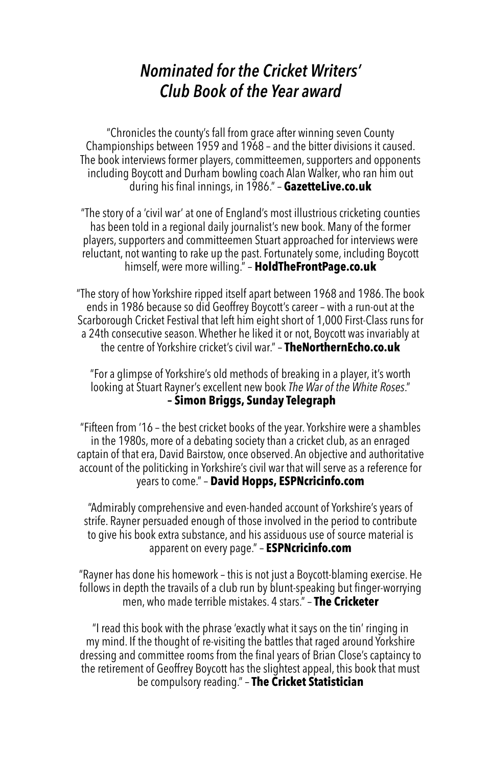## *Nominated for the Cricket Writers' Club Book of the Year award*

"Chronicles the county's fall from grace after winning seven County Championships between 1959 and 1968 – and the bitter divisions it caused. The book interviews former players, committeemen, supporters and opponents including Boycott and Durham bowling coach Alan Walker, who ran him out during his final innings, in 1986." – **GazetteLive.co.uk**

"The story of a 'civil war' at one of England's most illustrious cricketing counties has been told in a regional daily journalist's new book. Many of the former players, supporters and committeemen Stuart approached for interviews were reluctant, not wanting to rake up the past. Fortunately some, including Boycott himself, were more willing." – **HoldTheFrontPage.co.uk**

"The story of how Yorkshire ripped itself apart between 1968 and 1986. The book ends in 1986 because so did Geoffrey Boycott's career – with a run-out at the Scarborough Cricket Festival that left him eight short of 1,000 First-Class runs for a 24th consecutive season. Whether he liked it or not, Boycott was invariably at the centre of Yorkshire cricket's civil war." – **TheNorthernEcho.co.uk**

"For a glimpse of Yorkshire's old methods of breaking in a player, it's worth looking at Stuart Rayner's excellent new book *The War of the White Roses*." **– Simon Briggs, Sunday Telegraph**

"Fifteen from '16 – the best cricket books of the year. Yorkshire were a shambles in the 1980s, more of a debating society than a cricket club, as an enraged captain of that era, David Bairstow, once observed. An objective and authoritative account of the politicking in Yorkshire's civil war that will serve as a reference for years to come." – **David Hopps, ESPNcricinfo.com**

"Admirably comprehensive and even-handed account of Yorkshire's years of strife. Rayner persuaded enough of those involved in the period to contribute to give his book extra substance, and his assiduous use of source material is apparent on every page." – **ESPNcricinfo.com**

"Rayner has done his homework – this is not just a Boycott-blaming exercise. He follows in depth the travails of a club run by blunt-speaking but finger-worrying men, who made terrible mistakes. 4 stars." – **The Cricketer**

"I read this book with the phrase 'exactly what it says on the tin' ringing in my mind. If the thought of re-visiting the battles that raged around Yorkshire dressing and committee rooms from the final years of Brian Close's captaincy to the retirement of Geoffrey Boycott has the slightest appeal, this book that must be compulsory reading." – **The Cricket Statistician**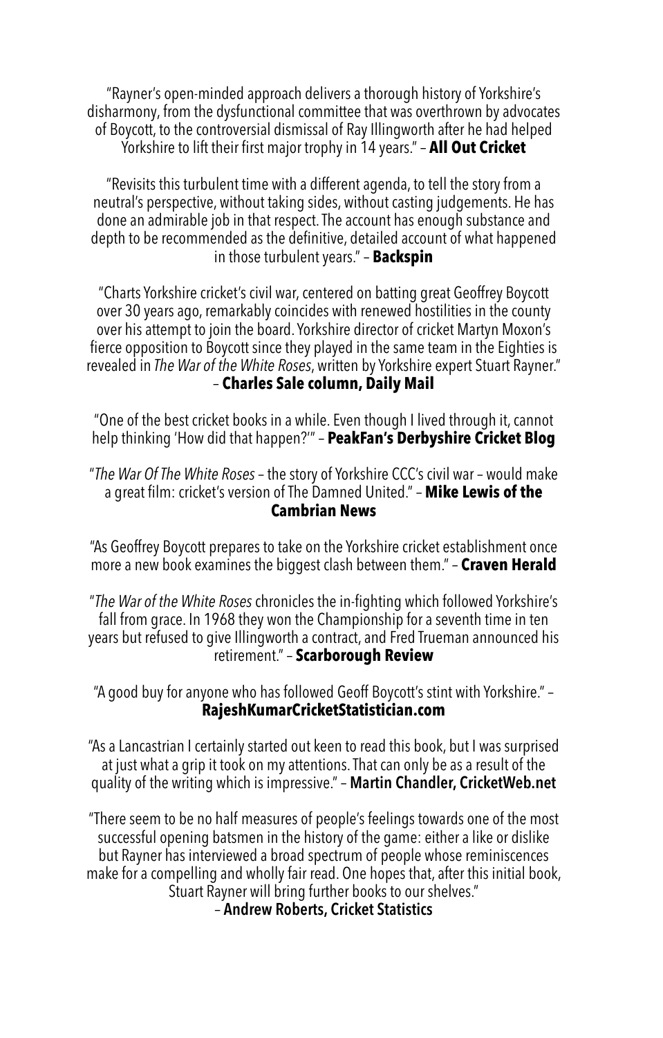"Rayner's open-minded approach delivers a thorough history of Yorkshire's disharmony, from the dysfunctional committee that was overthrown by advocates of Boycott, to the controversial dismissal of Ray Illingworth after he had helped Yorkshire to lift their first major trophy in 14 years." – **All Out Cricket**

"Revisits this turbulent time with a different agenda, to tell the story from a neutral's perspective, without taking sides, without casting judgements. He has done an admirable job in that respect. The account has enough substance and depth to be recommended as the definitive, detailed account of what happened in those turbulent years." – **Backspin**

"Charts Yorkshire cricket's civil war, centered on batting great Geoffrey Boycott over 30 years ago, remarkably coincides with renewed hostilities in the county over his attempt to join the board. Yorkshire director of cricket Martyn Moxon's fierce opposition to Boycott since they played in the same team in the Eighties is revealed in *The War of the White Roses*, written by Yorkshire expert Stuart Rayner." – **Charles Sale column, Daily Mail**

"One of the best cricket books in a while. Even though I lived through it, cannot help thinking 'How did that happen?'" – **PeakFan's Derbyshire Cricket Blog**

"*The War Of The White Roses* – the story of Yorkshire CCC's civil war – would make a great film: cricket's version of The Damned United." – **Mike Lewis of the Cambrian News**

"As Geoffrey Boycott prepares to take on the Yorkshire cricket establishment once more a new book examines the biggest clash between them." – **Craven Herald**

"*The War of the White Roses* chronicles the in-fighting which followed Yorkshire's fall from grace. In 1968 they won the Championship for a seventh time in ten years but refused to give Illingworth a contract, and Fred Trueman announced his retirement." – **Scarborough Review**

"A good buy for anyone who has followed Geoff Boycott's stint with Yorkshire." – **RajeshKumarCricketStatistician.com**

"As a Lancastrian I certainly started out keen to read this book, but I was surprised at just what a grip it took on my attentions. That can only be as a result of the quality of the writing which is impressive." – **Martin Chandler, CricketWeb.net**

"There seem to be no half measures of people's feelings towards one of the most successful opening batsmen in the history of the game: either a like or dislike but Rayner has interviewed a broad spectrum of people whose reminiscences make for a compelling and wholly fair read. One hopes that, after this initial book, Stuart Rayner will bring further books to our shelves." – **Andrew Roberts, Cricket Statistics**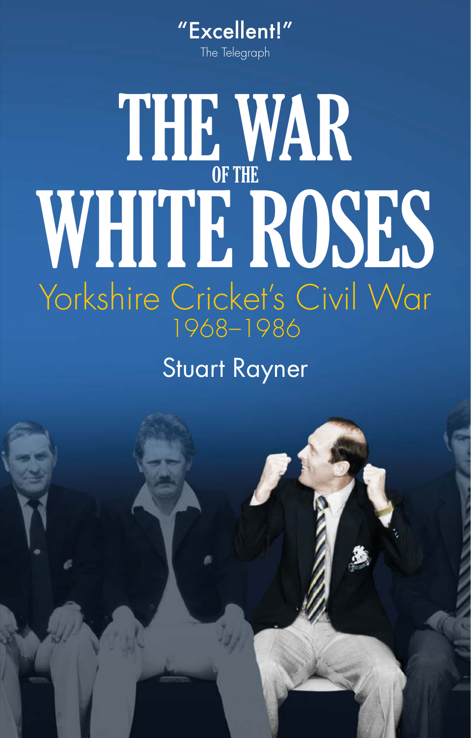"Excellent!"

The Telegraph

# THE WAR OF THE WHITE ROSES

## Yorkshire Cricket's Civil War 1968–1986

Stuart Rayner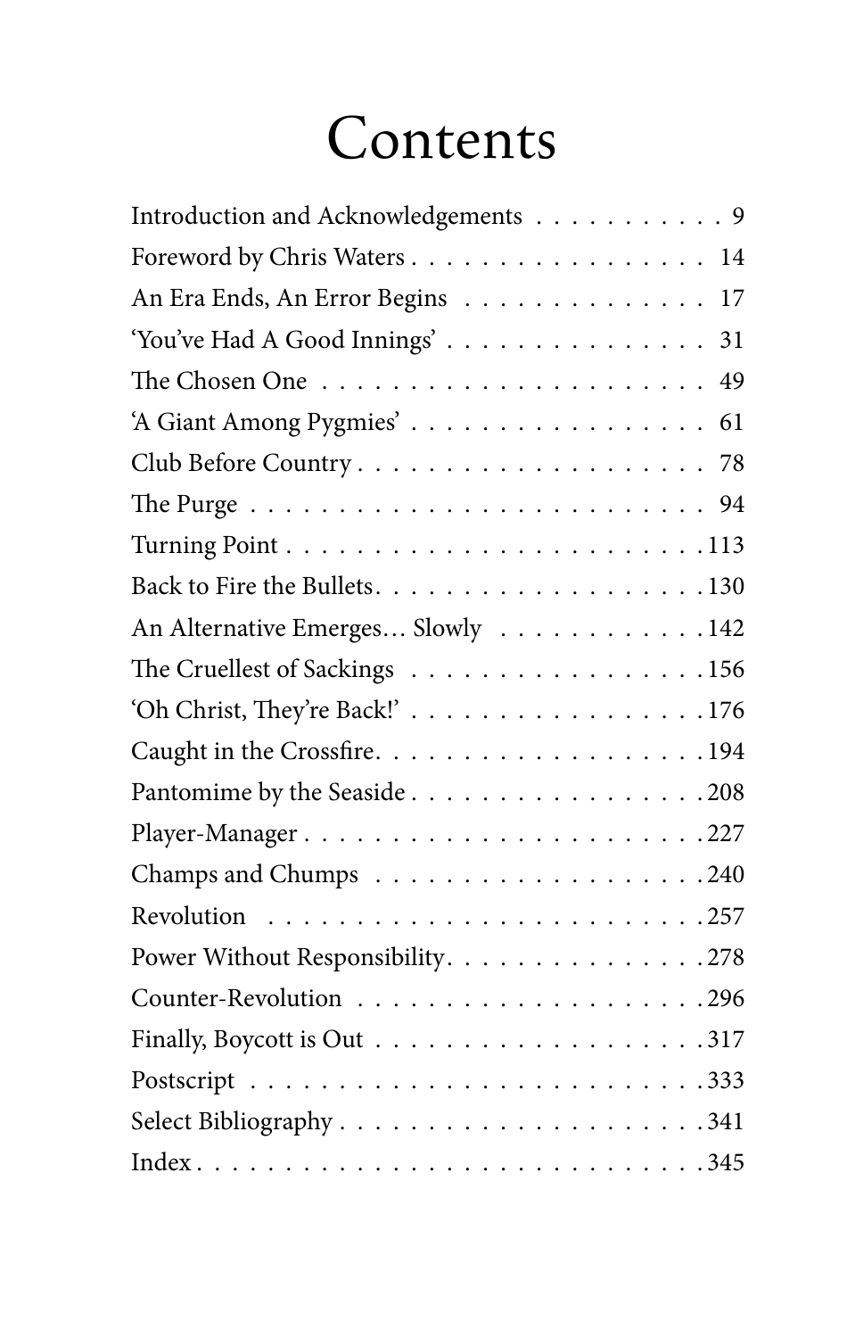# Contents

| | |
|---|---|
| Introduction and Acknowledgements | 9 |
| Foreword by Chris Waters | 14 |
| An Era Ends, An Error Begins | 17 |
| 'You've Had A Good Innings' | 31 |
| The Chosen One | 49 |
| 'A Giant Among Pygmies' | 61 |
| Club Before Country | 78 |
| The Purge | 94 |
| Turning Point | 113 |
| Back to Fire the Bullets | 130 |
| An Alternative Emerges… Slowly | 142 |
| The Cruellest of Sackings | 156 |
| 'Oh Christ, They're Back!' | 176 |
| Caught in the Crossfire | 194 |
| Pantomime by the Seaside | 208 |
| Player-Manager | 227 |
| Champs and Chumps | 240 |
| Revolution | 257 |
| Power Without Responsibility | 278 |
| Counter-Revolution | 296 |
| Finally, Boycott is Out | 317 |
| Postscript | 333 |
| Select Bibliography | 341 |
| Index | 345 |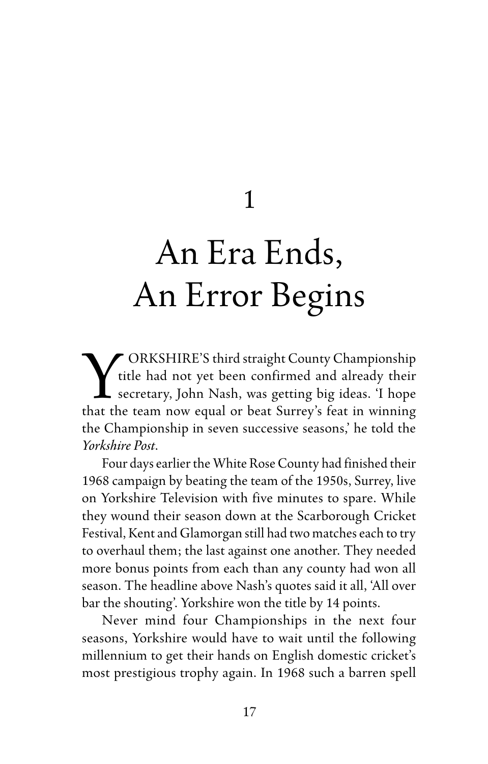# 1

# An Era Ends, An Error Begins

YORKSHIRE'S third straight County Championship title had not yet been confirmed and already their secretary, John Nash, was getting big ideas. 'I hope that the team now equal or beat Surrey's feat in winning the Championship in seven successive seasons,' he told the *Yorkshire Post*.

Four days earlier the White Rose County had finished their 1968 campaign by beating the team of the 1950s, Surrey, live on Yorkshire Television with five minutes to spare. While they wound their season down at the Scarborough Cricket Festival, Kent and Glamorgan still had two matches each to try to overhaul them; the last against one another. They needed more bonus points from each than any county had won all season. The headline above Nash's quotes said it all, 'All over bar the shouting'. Yorkshire won the title by 14 points.

Never mind four Championships in the next four seasons, Yorkshire would have to wait until the following millennium to get their hands on English domestic cricket's most prestigious trophy again. In 1968 such a barren spell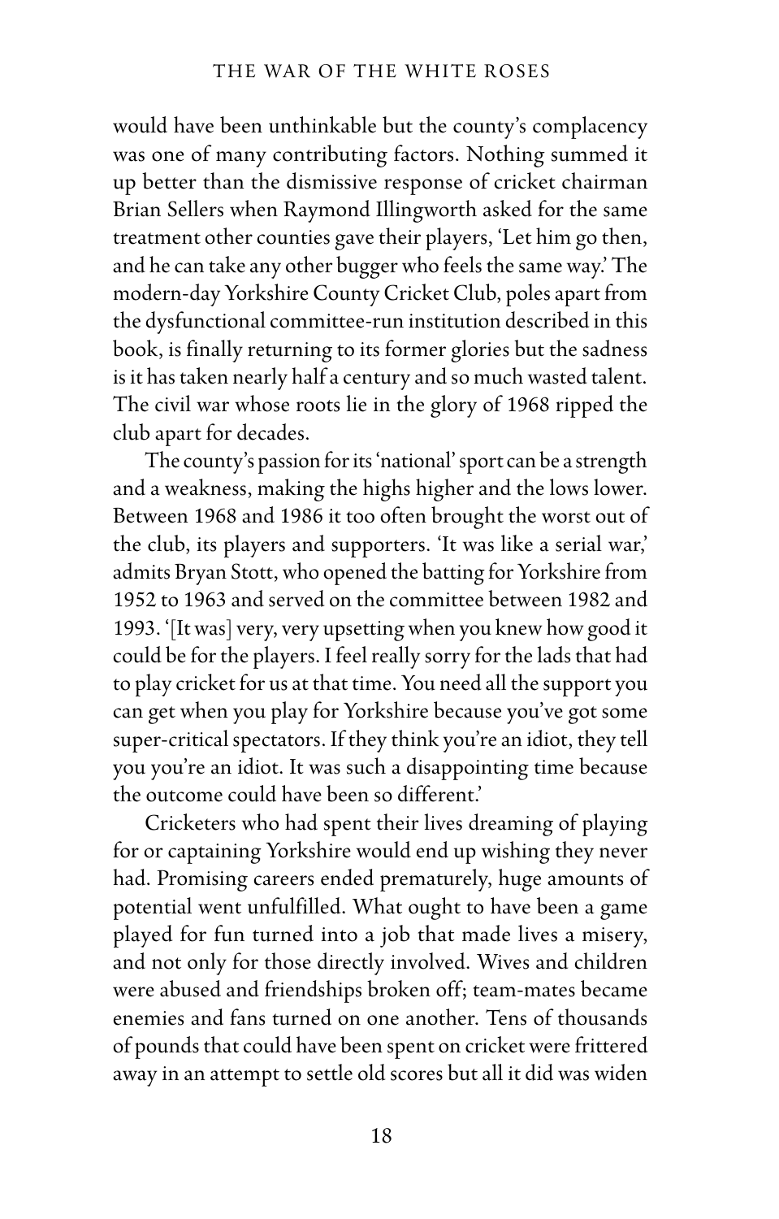would have been unthinkable but the county's complacency was one of many contributing factors. Nothing summed it up better than the dismissive response of cricket chairman Brian Sellers when Raymond Illingworth asked for the same treatment other counties gave their players, 'Let him go then, and he can take any other bugger who feels the same way.' The modern-day Yorkshire County Cricket Club, poles apart from the dysfunctional committee-run institution described in this book, is finally returning to its former glories but the sadness is it has taken nearly half a century and so much wasted talent. The civil war whose roots lie in the glory of 1968 ripped the club apart for decades.

The county's passion for its 'national' sport can be a strength and a weakness, making the highs higher and the lows lower. Between 1968 and 1986 it too often brought the worst out of the club, its players and supporters. 'It was like a serial war,' admits Bryan Stott, who opened the batting for Yorkshire from 1952 to 1963 and served on the committee between 1982 and 1993. '[It was] very, very upsetting when you knew how good it could be for the players. I feel really sorry for the lads that had to play cricket for us at that time. You need all the support you can get when you play for Yorkshire because you've got some super-critical spectators. If they think you're an idiot, they tell you you're an idiot. It was such a disappointing time because the outcome could have been so different.'

Cricketers who had spent their lives dreaming of playing for or captaining Yorkshire would end up wishing they never had. Promising careers ended prematurely, huge amounts of potential went unfulfilled. What ought to have been a game played for fun turned into a job that made lives a misery, and not only for those directly involved. Wives and children were abused and friendships broken off; team-mates became enemies and fans turned on one another. Tens of thousands of pounds that could have been spent on cricket were frittered away in an attempt to settle old scores but all it did was widen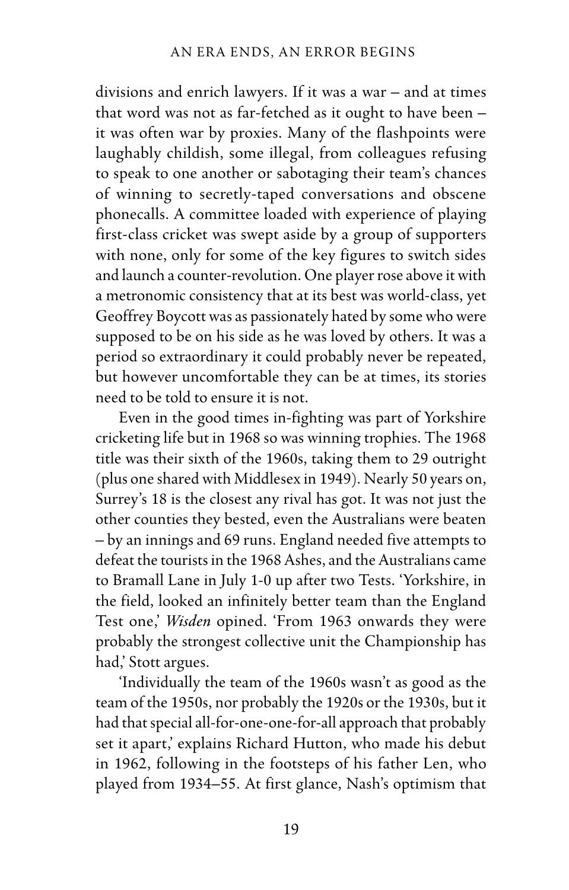divisions and enrich lawyers. If it was a war – and at times that word was not as far-fetched as it ought to have been – it was often war by proxies. Many of the flashpoints were laughably childish, some illegal, from colleagues refusing to speak to one another or sabotaging their team's chances of winning to secretly-taped conversations and obscene phonecalls. A committee loaded with experience of playing first-class cricket was swept aside by a group of supporters with none, only for some of the key figures to switch sides and launch a counter-revolution. One player rose above it with a metronomic consistency that at its best was world-class, yet Geoffrey Boycott was as passionately hated by some who were supposed to be on his side as he was loved by others. It was a period so extraordinary it could probably never be repeated, but however uncomfortable they can be at times, its stories need to be told to ensure it is not.

Even in the good times in-fighting was part of Yorkshire cricketing life but in 1968 so was winning trophies. The 1968 title was their sixth of the 1960s, taking them to 29 outright (plus one shared with Middlesex in 1949). Nearly 50 years on, Surrey's 18 is the closest any rival has got. It was not just the other counties they bested, even the Australians were beaten – by an innings and 69 runs. England needed five attempts to defeat the tourists in the 1968 Ashes, and the Australians came to Bramall Lane in July 1-0 up after two Tests. 'Yorkshire, in the field, looked an infinitely better team than the England Test one,' *Wisden* opined. 'From 1963 onwards they were probably the strongest collective unit the Championship has had,' Stott argues.

'Individually the team of the 1960s wasn't as good as the team of the 1950s, nor probably the 1920s or the 1930s, but it had that special all-for-one-one-for-all approach that probably set it apart,' explains Richard Hutton, who made his debut in 1962, following in the footsteps of his father Len, who played from 1934–55. At first glance, Nash's optimism that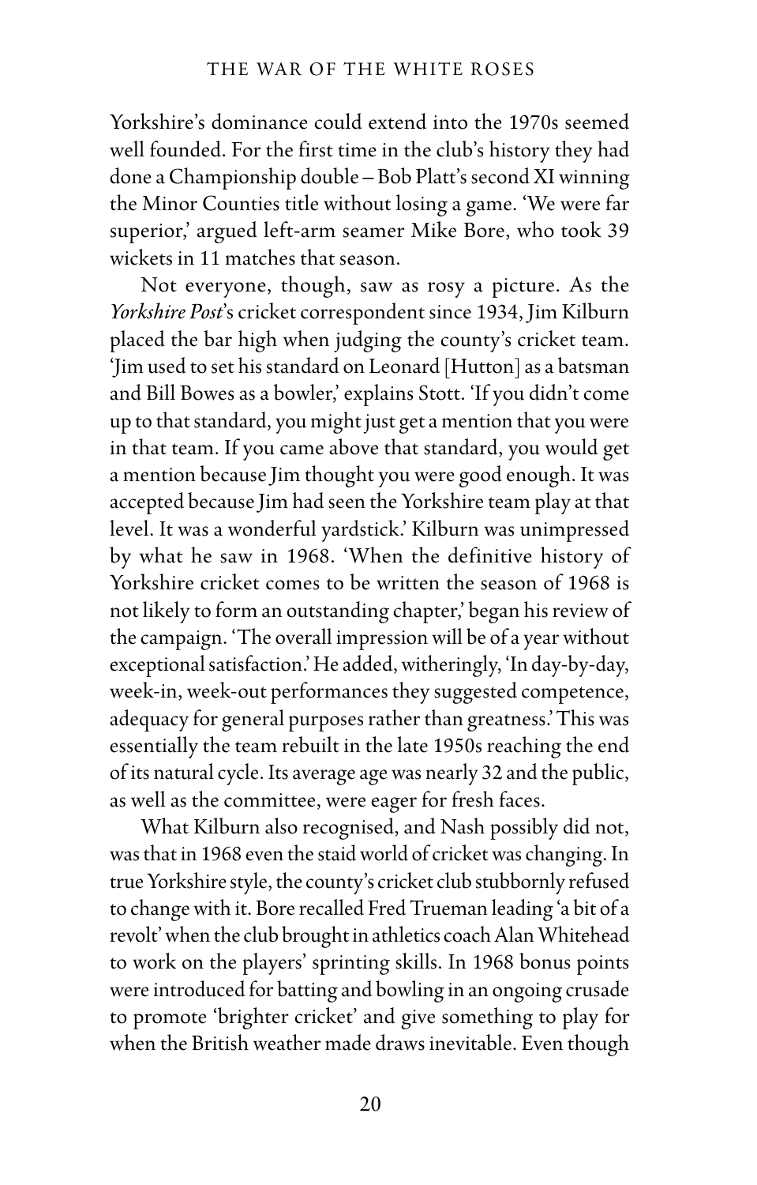Yorkshire's dominance could extend into the 1970s seemed well founded. For the first time in the club's history they had done a Championship double – Bob Platt's second XI winning the Minor Counties title without losing a game. 'We were far superior,' argued left-arm seamer Mike Bore, who took 39 wickets in 11 matches that season.

Not everyone, though, saw as rosy a picture. As the *Yorkshire Post*'s cricket correspondent since 1934, Jim Kilburn placed the bar high when judging the county's cricket team. 'Jim used to set his standard on Leonard [Hutton] as a batsman and Bill Bowes as a bowler,' explains Stott. 'If you didn't come up to that standard, you might just get a mention that you were in that team. If you came above that standard, you would get a mention because Jim thought you were good enough. It was accepted because Jim had seen the Yorkshire team play at that level. It was a wonderful yardstick.' Kilburn was unimpressed by what he saw in 1968. 'When the definitive history of Yorkshire cricket comes to be written the season of 1968 is not likely to form an outstanding chapter,' began his review of the campaign. 'The overall impression will be of a year without exceptional satisfaction.' He added, witheringly, 'In day-by-day, week-in, week-out performances they suggested competence, adequacy for general purposes rather than greatness.' This was essentially the team rebuilt in the late 1950s reaching the end of its natural cycle. Its average age was nearly 32 and the public, as well as the committee, were eager for fresh faces.

What Kilburn also recognised, and Nash possibly did not, was that in 1968 even the staid world of cricket was changing. In true Yorkshire style, the county's cricket club stubbornly refused to change with it. Bore recalled Fred Trueman leading 'a bit of a revolt' when the club brought in athletics coach Alan Whitehead to work on the players' sprinting skills. In 1968 bonus points were introduced for batting and bowling in an ongoing crusade to promote 'brighter cricket' and give something to play for when the British weather made draws inevitable. Even though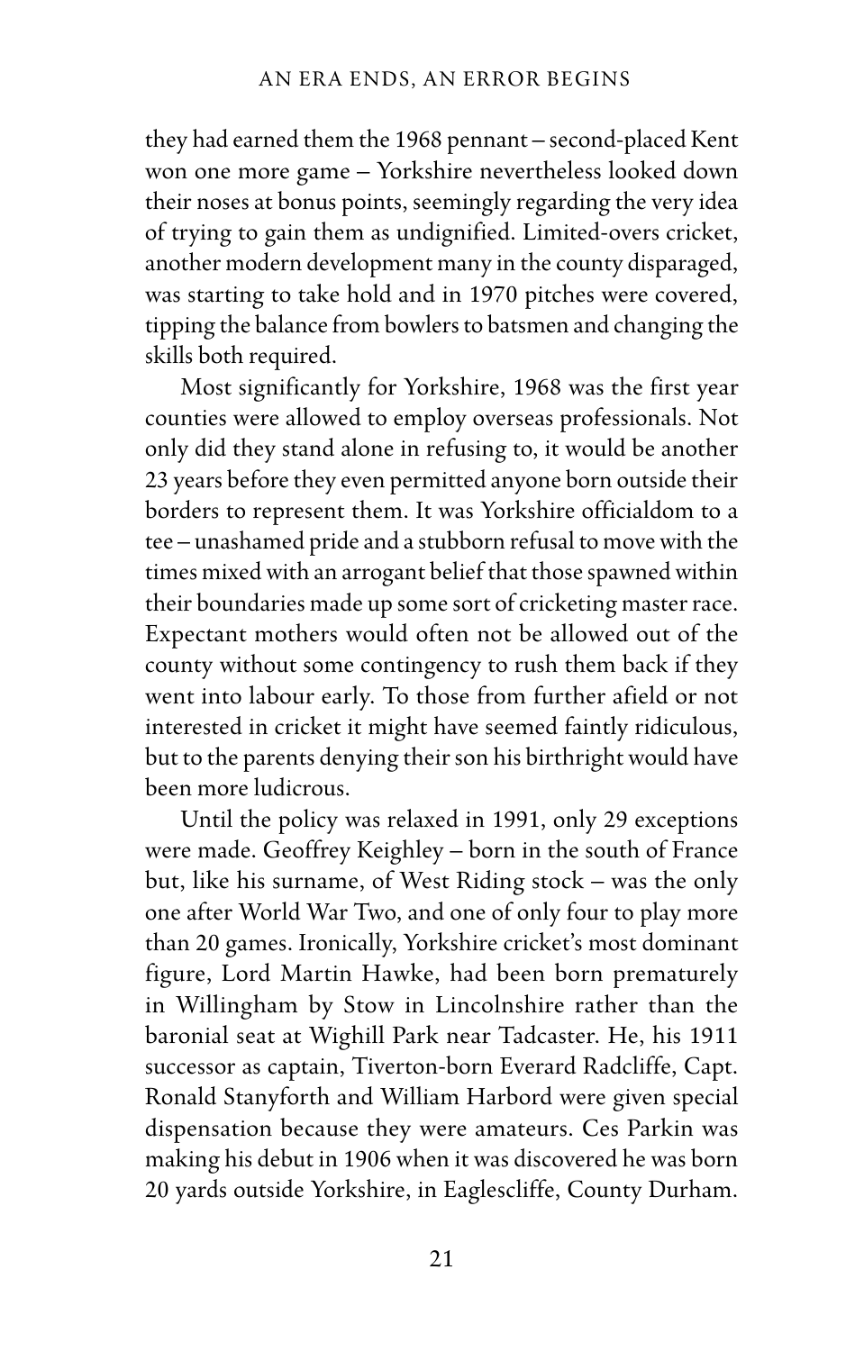they had earned them the 1968 pennant – second-placed Kent won one more game – Yorkshire nevertheless looked down their noses at bonus points, seemingly regarding the very idea of trying to gain them as undignified. Limited-overs cricket, another modern development many in the county disparaged, was starting to take hold and in 1970 pitches were covered, tipping the balance from bowlers to batsmen and changing the skills both required.

Most significantly for Yorkshire, 1968 was the first year counties were allowed to employ overseas professionals. Not only did they stand alone in refusing to, it would be another 23 years before they even permitted anyone born outside their borders to represent them. It was Yorkshire officialdom to a tee – unashamed pride and a stubborn refusal to move with the times mixed with an arrogant belief that those spawned within their boundaries made up some sort of cricketing master race. Expectant mothers would often not be allowed out of the county without some contingency to rush them back if they went into labour early. To those from further afield or not interested in cricket it might have seemed faintly ridiculous, but to the parents denying their son his birthright would have been more ludicrous.

Until the policy was relaxed in 1991, only 29 exceptions were made. Geoffrey Keighley – born in the south of France but, like his surname, of West Riding stock – was the only one after World War Two, and one of only four to play more than 20 games. Ironically, Yorkshire cricket's most dominant figure, Lord Martin Hawke, had been born prematurely in Willingham by Stow in Lincolnshire rather than the baronial seat at Wighill Park near Tadcaster. He, his 1911 successor as captain, Tiverton-born Everard Radcliffe, Capt. Ronald Stanyforth and William Harbord were given special dispensation because they were amateurs. Ces Parkin was making his debut in 1906 when it was discovered he was born 20 yards outside Yorkshire, in Eaglescliffe, County Durham.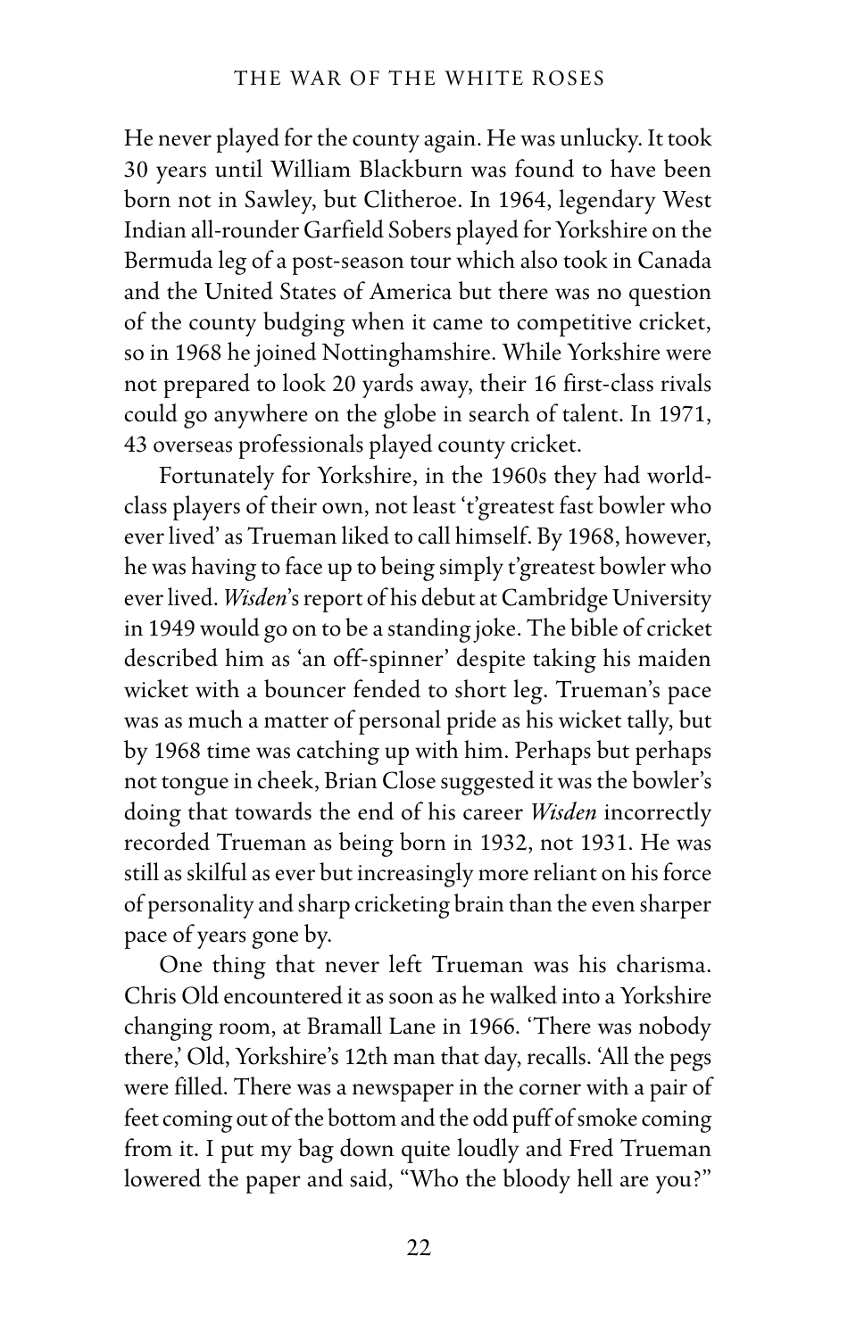He never played for the county again. He was unlucky. It took 30 years until William Blackburn was found to have been born not in Sawley, but Clitheroe. In 1964, legendary West Indian all-rounder Garfield Sobers played for Yorkshire on the Bermuda leg of a post-season tour which also took in Canada and the United States of America but there was no question of the county budging when it came to competitive cricket, so in 1968 he joined Nottinghamshire. While Yorkshire were not prepared to look 20 yards away, their 16 first-class rivals could go anywhere on the globe in search of talent. In 1971, 43 overseas professionals played county cricket.

Fortunately for Yorkshire, in the 1960s they had world-class players of their own, not least 't'greatest fast bowler who ever lived' as Trueman liked to call himself. By 1968, however, he was having to face up to being simply t'greatest bowler who ever lived. *Wisden*'s report of his debut at Cambridge University in 1949 would go on to be a standing joke. The bible of cricket described him as 'an off-spinner' despite taking his maiden wicket with a bouncer fended to short leg. Trueman's pace was as much a matter of personal pride as his wicket tally, but by 1968 time was catching up with him. Perhaps but perhaps not tongue in cheek, Brian Close suggested it was the bowler's doing that towards the end of his career *Wisden* incorrectly recorded Trueman as being born in 1932, not 1931. He was still as skilful as ever but increasingly more reliant on his force of personality and sharp cricketing brain than the even sharper pace of years gone by.

One thing that never left Trueman was his charisma. Chris Old encountered it as soon as he walked into a Yorkshire changing room, at Bramall Lane in 1966. 'There was nobody there,' Old, Yorkshire's 12th man that day, recalls. 'All the pegs were filled. There was a newspaper in the corner with a pair of feet coming out of the bottom and the odd puff of smoke coming from it. I put my bag down quite loudly and Fred Trueman lowered the paper and said, "Who the bloody hell are you?"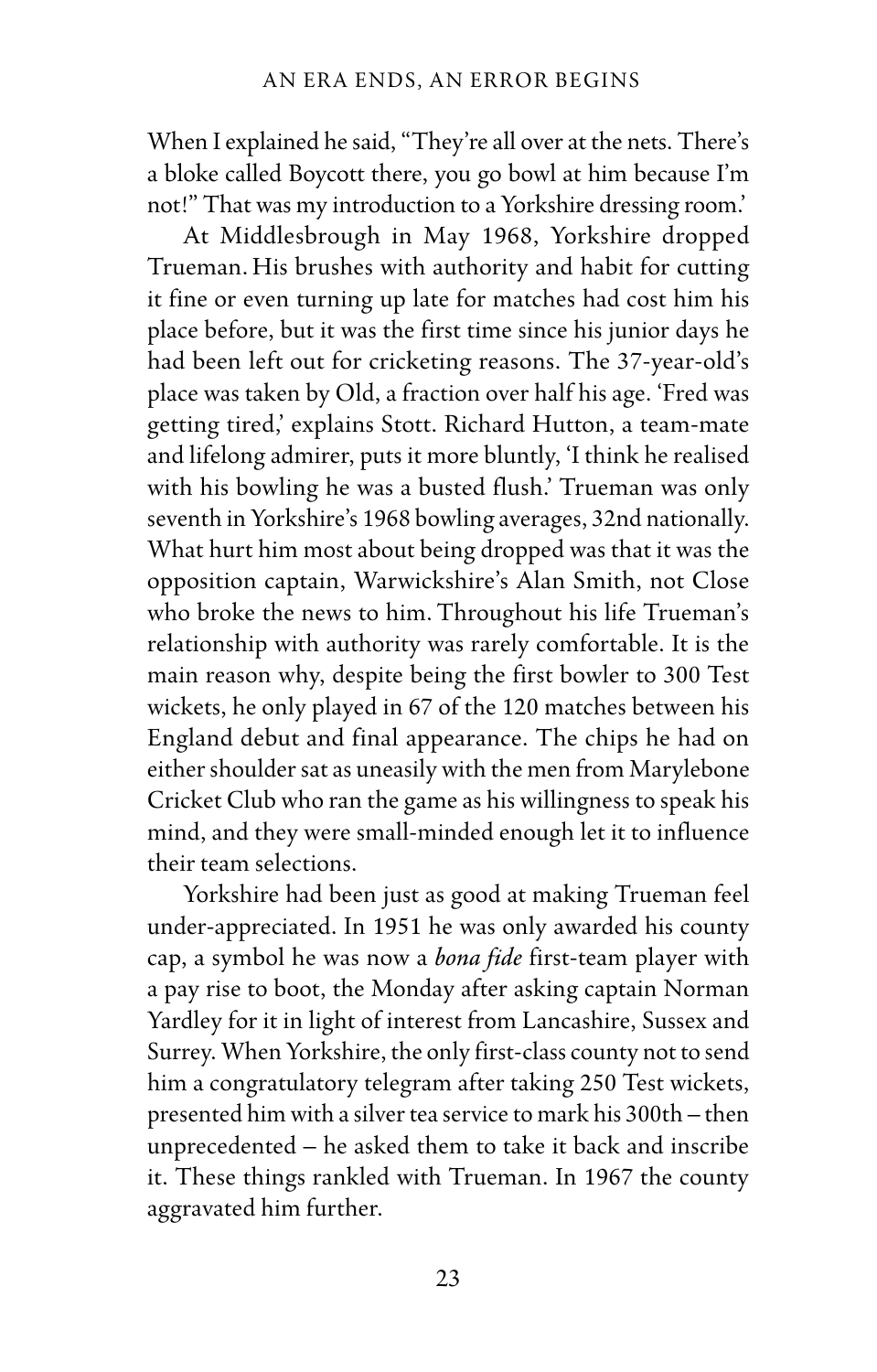When I explained he said, "They're all over at the nets. There's a bloke called Boycott there, you go bowl at him because I'm not!" That was my introduction to a Yorkshire dressing room.'

At Middlesbrough in May 1968, Yorkshire dropped Trueman. His brushes with authority and habit for cutting it fine or even turning up late for matches had cost him his place before, but it was the first time since his junior days he had been left out for cricketing reasons. The 37-year-old's place was taken by Old, a fraction over half his age. 'Fred was getting tired,' explains Stott. Richard Hutton, a team-mate and lifelong admirer, puts it more bluntly, 'I think he realised with his bowling he was a busted flush.' Trueman was only seventh in Yorkshire's 1968 bowling averages, 32nd nationally. What hurt him most about being dropped was that it was the opposition captain, Warwickshire's Alan Smith, not Close who broke the news to him. Throughout his life Trueman's relationship with authority was rarely comfortable. It is the main reason why, despite being the first bowler to 300 Test wickets, he only played in 67 of the 120 matches between his England debut and final appearance. The chips he had on either shoulder sat as uneasily with the men from Marylebone Cricket Club who ran the game as his willingness to speak his mind, and they were small-minded enough let it to influence their team selections.

Yorkshire had been just as good at making Trueman feel under-appreciated. In 1951 he was only awarded his county cap, a symbol he was now a *bona fide* first-team player with a pay rise to boot, the Monday after asking captain Norman Yardley for it in light of interest from Lancashire, Sussex and Surrey. When Yorkshire, the only first-class county not to send him a congratulatory telegram after taking 250 Test wickets, presented him with a silver tea service to mark his 300th – then unprecedented – he asked them to take it back and inscribe it. These things rankled with Trueman. In 1967 the county aggravated him further.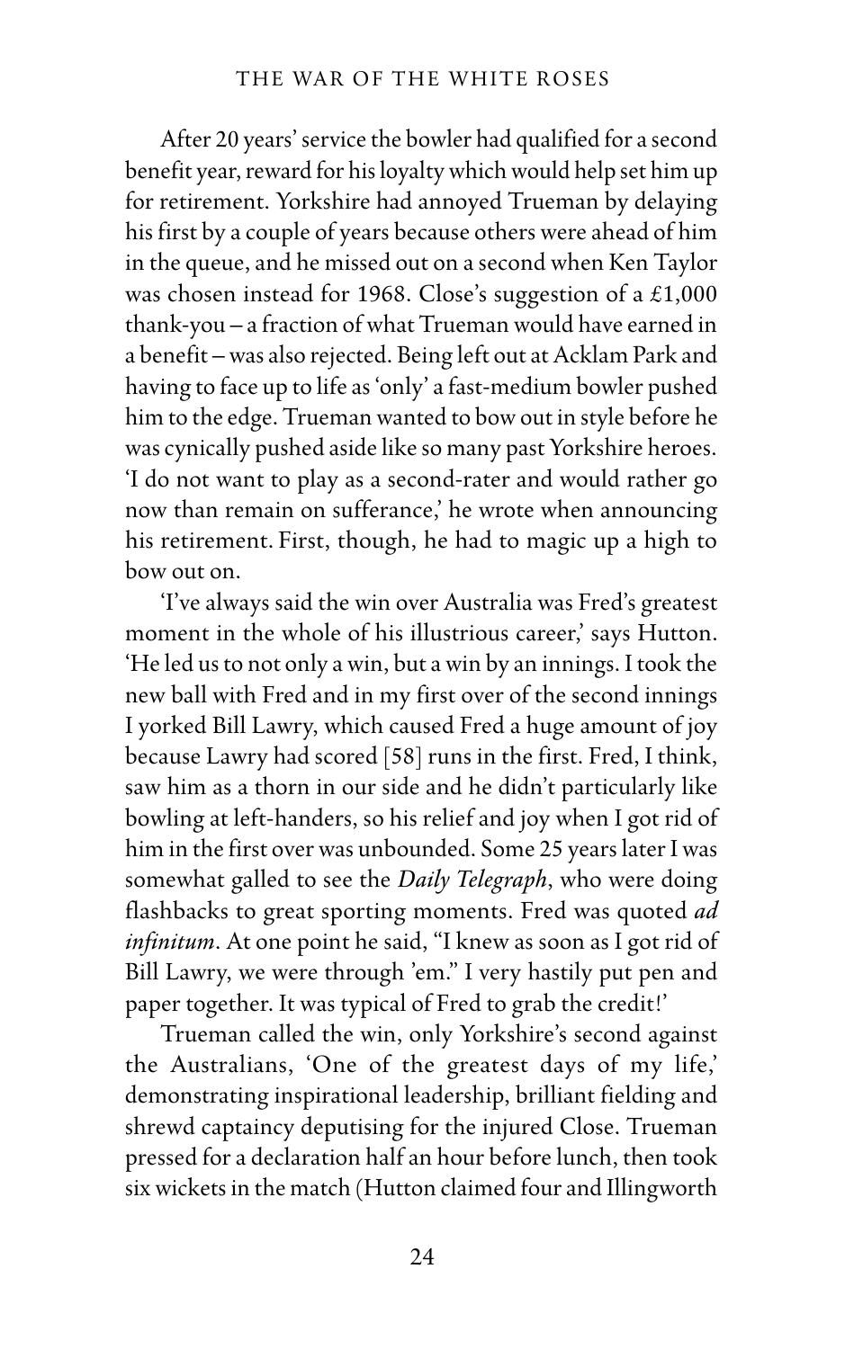After 20 years' service the bowler had qualified for a second benefit year, reward for his loyalty which would help set him up for retirement. Yorkshire had annoyed Trueman by delaying his first by a couple of years because others were ahead of him in the queue, and he missed out on a second when Ken Taylor was chosen instead for 1968. Close's suggestion of a £1,000 thank-you – a fraction of what Trueman would have earned in a benefit – was also rejected. Being left out at Acklam Park and having to face up to life as 'only' a fast-medium bowler pushed him to the edge. Trueman wanted to bow out in style before he was cynically pushed aside like so many past Yorkshire heroes. 'I do not want to play as a second-rater and would rather go now than remain on sufferance,' he wrote when announcing his retirement. First, though, he had to magic up a high to bow out on.

'I've always said the win over Australia was Fred's greatest moment in the whole of his illustrious career,' says Hutton. 'He led us to not only a win, but a win by an innings. I took the new ball with Fred and in my first over of the second innings I yorked Bill Lawry, which caused Fred a huge amount of joy because Lawry had scored [58] runs in the first. Fred, I think, saw him as a thorn in our side and he didn't particularly like bowling at left-handers, so his relief and joy when I got rid of him in the first over was unbounded. Some 25 years later I was somewhat galled to see the *Daily Telegraph*, who were doing flashbacks to great sporting moments. Fred was quoted *ad infinitum*. At one point he said, "I knew as soon as I got rid of Bill Lawry, we were through 'em." I very hastily put pen and paper together. It was typical of Fred to grab the credit!'

Trueman called the win, only Yorkshire's second against the Australians, 'One of the greatest days of my life,' demonstrating inspirational leadership, brilliant fielding and shrewd captaincy deputising for the injured Close. Trueman pressed for a declaration half an hour before lunch, then took six wickets in the match (Hutton claimed four and Illingworth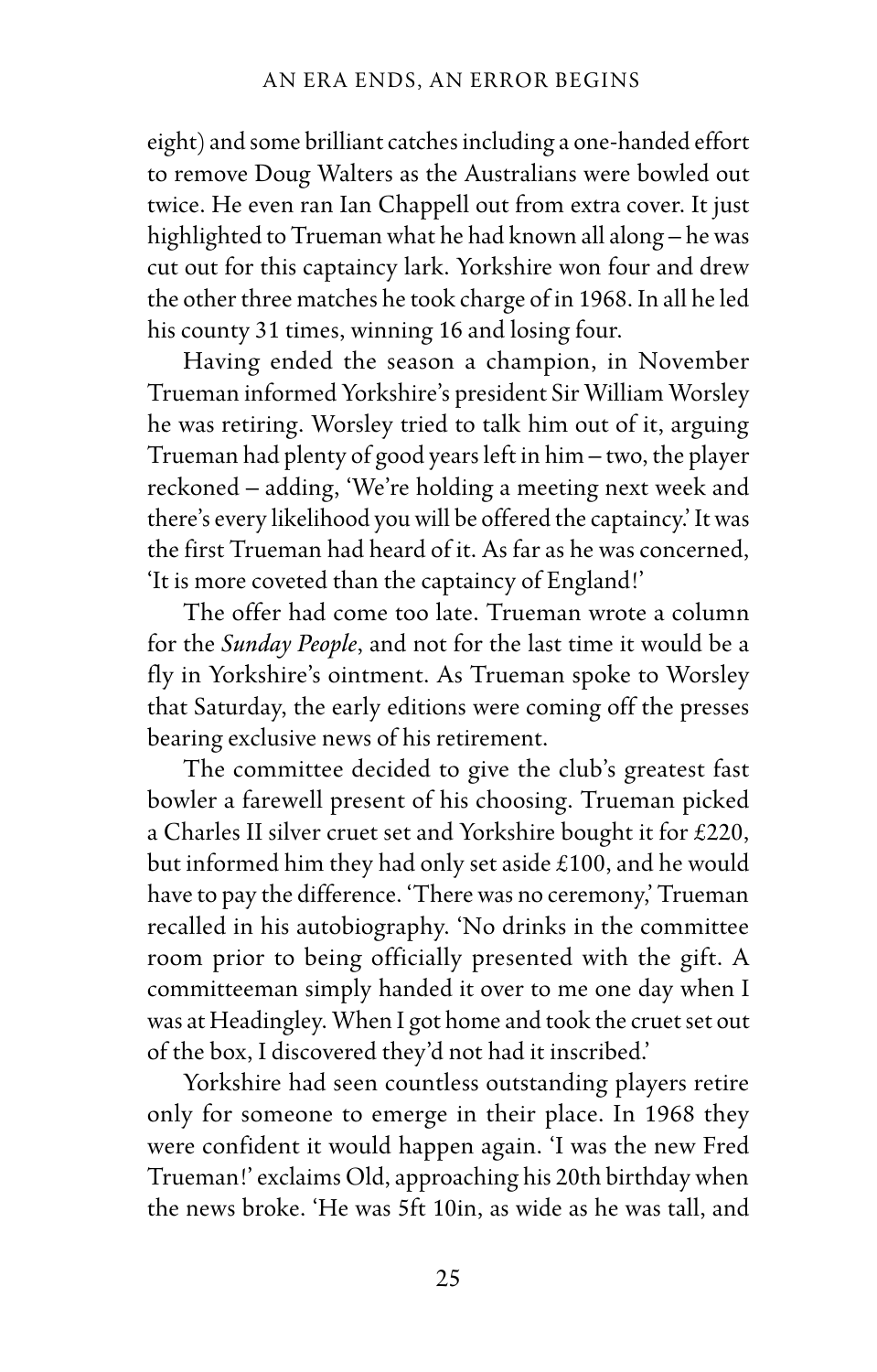eight) and some brilliant catches including a one-handed effort to remove Doug Walters as the Australians were bowled out twice. He even ran Ian Chappell out from extra cover. It just highlighted to Trueman what he had known all along – he was cut out for this captaincy lark. Yorkshire won four and drew the other three matches he took charge of in 1968. In all he led his county 31 times, winning 16 and losing four.

Having ended the season a champion, in November Trueman informed Yorkshire's president Sir William Worsley he was retiring. Worsley tried to talk him out of it, arguing Trueman had plenty of good years left in him – two, the player reckoned – adding, 'We're holding a meeting next week and there's every likelihood you will be offered the captaincy.' It was the first Trueman had heard of it. As far as he was concerned, 'It is more coveted than the captaincy of England!'

The offer had come too late. Trueman wrote a column for the *Sunday People*, and not for the last time it would be a fly in Yorkshire's ointment. As Trueman spoke to Worsley that Saturday, the early editions were coming off the presses bearing exclusive news of his retirement.

The committee decided to give the club's greatest fast bowler a farewell present of his choosing. Trueman picked a Charles II silver cruet set and Yorkshire bought it for £220, but informed him they had only set aside £100, and he would have to pay the difference. 'There was no ceremony,' Trueman recalled in his autobiography. 'No drinks in the committee room prior to being officially presented with the gift. A committeeman simply handed it over to me one day when I was at Headingley. When I got home and took the cruet set out of the box, I discovered they'd not had it inscribed.'

Yorkshire had seen countless outstanding players retire only for someone to emerge in their place. In 1968 they were confident it would happen again. 'I was the new Fred Trueman!' exclaims Old, approaching his 20th birthday when the news broke. 'He was 5ft 10in, as wide as he was tall, and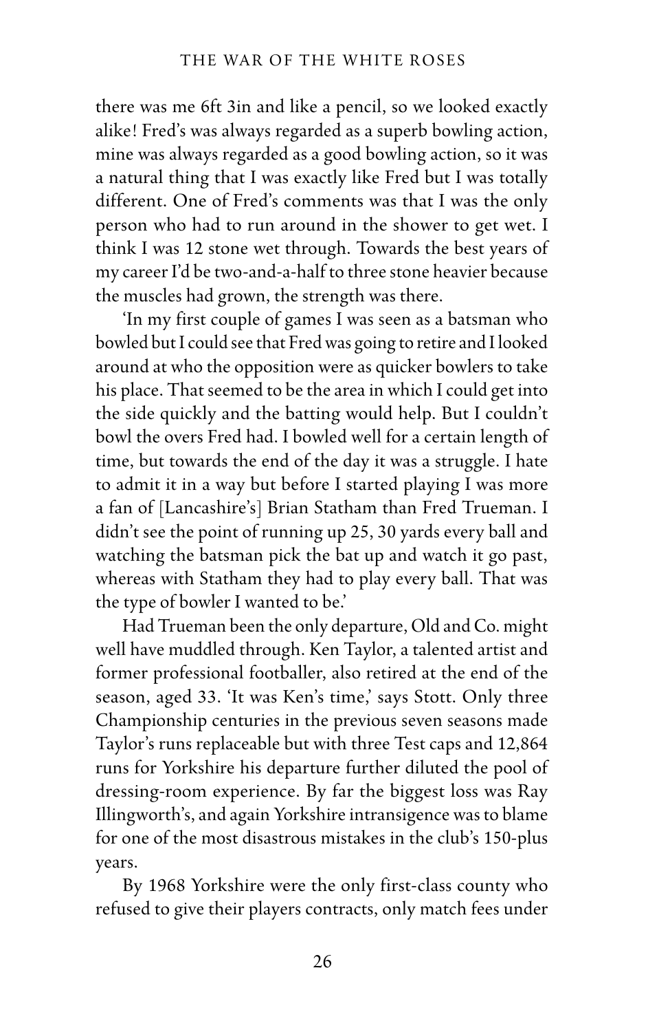there was me 6ft 3in and like a pencil, so we looked exactly alike! Fred's was always regarded as a superb bowling action, mine was always regarded as a good bowling action, so it was a natural thing that I was exactly like Fred but I was totally different. One of Fred's comments was that I was the only person who had to run around in the shower to get wet. I think I was 12 stone wet through. Towards the best years of my career I'd be two-and-a-half to three stone heavier because the muscles had grown, the strength was there.

'In my first couple of games I was seen as a batsman who bowled but I could see that Fred was going to retire and I looked around at who the opposition were as quicker bowlers to take his place. That seemed to be the area in which I could get into the side quickly and the batting would help. But I couldn't bowl the overs Fred had. I bowled well for a certain length of time, but towards the end of the day it was a struggle. I hate to admit it in a way but before I started playing I was more a fan of [Lancashire's] Brian Statham than Fred Trueman. I didn't see the point of running up 25, 30 yards every ball and watching the batsman pick the bat up and watch it go past, whereas with Statham they had to play every ball. That was the type of bowler I wanted to be.'

Had Trueman been the only departure, Old and Co. might well have muddled through. Ken Taylor, a talented artist and former professional footballer, also retired at the end of the season, aged 33. 'It was Ken's time,' says Stott. Only three Championship centuries in the previous seven seasons made Taylor's runs replaceable but with three Test caps and 12,864 runs for Yorkshire his departure further diluted the pool of dressing-room experience. By far the biggest loss was Ray Illingworth's, and again Yorkshire intransigence was to blame for one of the most disastrous mistakes in the club's 150-plus years.

By 1968 Yorkshire were the only first-class county who refused to give their players contracts, only match fees under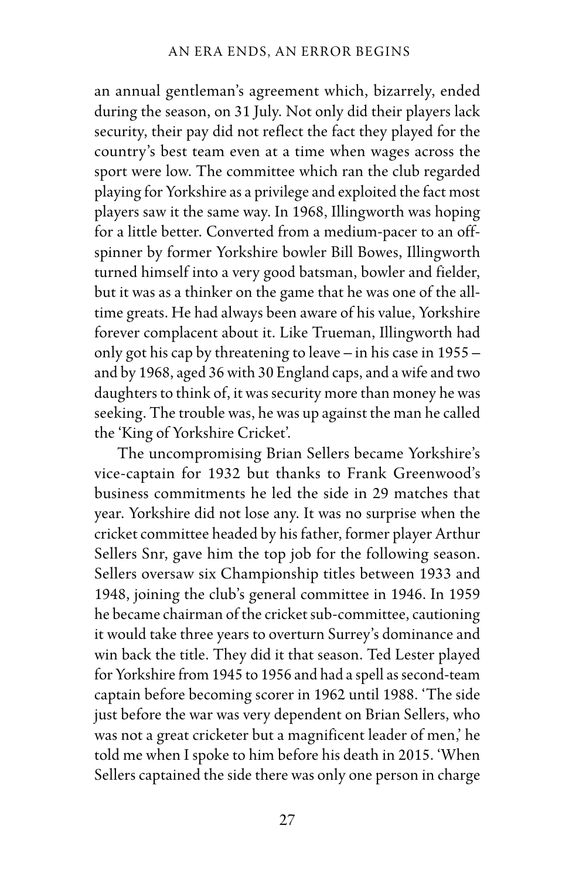an annual gentleman's agreement which, bizarrely, ended during the season, on 31 July. Not only did their players lack security, their pay did not reflect the fact they played for the country's best team even at a time when wages across the sport were low. The committee which ran the club regarded playing for Yorkshire as a privilege and exploited the fact most players saw it the same way. In 1968, Illingworth was hoping for a little better. Converted from a medium-pacer to an off-spinner by former Yorkshire bowler Bill Bowes, Illingworth turned himself into a very good batsman, bowler and fielder, but it was as a thinker on the game that he was one of the all-time greats. He had always been aware of his value, Yorkshire forever complacent about it. Like Trueman, Illingworth had only got his cap by threatening to leave – in his case in 1955 – and by 1968, aged 36 with 30 England caps, and a wife and two daughters to think of, it was security more than money he was seeking. The trouble was, he was up against the man he called the 'King of Yorkshire Cricket'.

The uncompromising Brian Sellers became Yorkshire's vice-captain for 1932 but thanks to Frank Greenwood's business commitments he led the side in 29 matches that year. Yorkshire did not lose any. It was no surprise when the cricket committee headed by his father, former player Arthur Sellers Snr, gave him the top job for the following season. Sellers oversaw six Championship titles between 1933 and 1948, joining the club's general committee in 1946. In 1959 he became chairman of the cricket sub-committee, cautioning it would take three years to overturn Surrey's dominance and win back the title. They did it that season. Ted Lester played for Yorkshire from 1945 to 1956 and had a spell as second-team captain before becoming scorer in 1962 until 1988. 'The side just before the war was very dependent on Brian Sellers, who was not a great cricketer but a magnificent leader of men,' he told me when I spoke to him before his death in 2015. 'When Sellers captained the side there was only one person in charge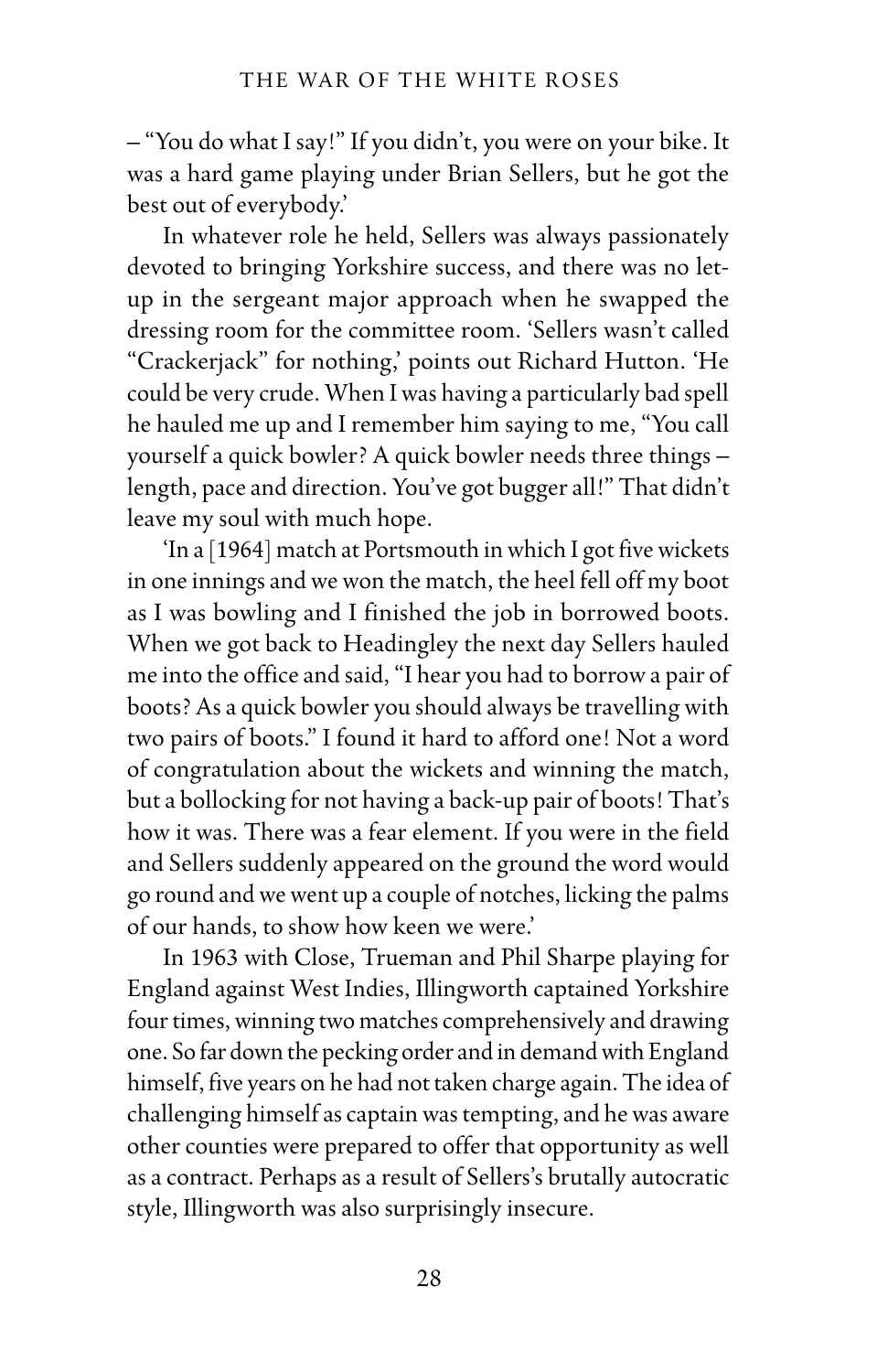– "You do what I say!" If you didn't, you were on your bike. It was a hard game playing under Brian Sellers, but he got the best out of everybody.'

In whatever role he held, Sellers was always passionately devoted to bringing Yorkshire success, and there was no let-up in the sergeant major approach when he swapped the dressing room for the committee room. 'Sellers wasn't called "Crackerjack" for nothing,' points out Richard Hutton. 'He could be very crude. When I was having a particularly bad spell he hauled me up and I remember him saying to me, "You call yourself a quick bowler? A quick bowler needs three things – length, pace and direction. You've got bugger all!" That didn't leave my soul with much hope.

'In a [1964] match at Portsmouth in which I got five wickets in one innings and we won the match, the heel fell off my boot as I was bowling and I finished the job in borrowed boots. When we got back to Headingley the next day Sellers hauled me into the office and said, "I hear you had to borrow a pair of boots? As a quick bowler you should always be travelling with two pairs of boots." I found it hard to afford one! Not a word of congratulation about the wickets and winning the match, but a bollocking for not having a back-up pair of boots! That's how it was. There was a fear element. If you were in the field and Sellers suddenly appeared on the ground the word would go round and we went up a couple of notches, licking the palms of our hands, to show how keen we were.'

In 1963 with Close, Trueman and Phil Sharpe playing for England against West Indies, Illingworth captained Yorkshire four times, winning two matches comprehensively and drawing one. So far down the pecking order and in demand with England himself, five years on he had not taken charge again. The idea of challenging himself as captain was tempting, and he was aware other counties were prepared to offer that opportunity as well as a contract. Perhaps as a result of Sellers's brutally autocratic style, Illingworth was also surprisingly insecure.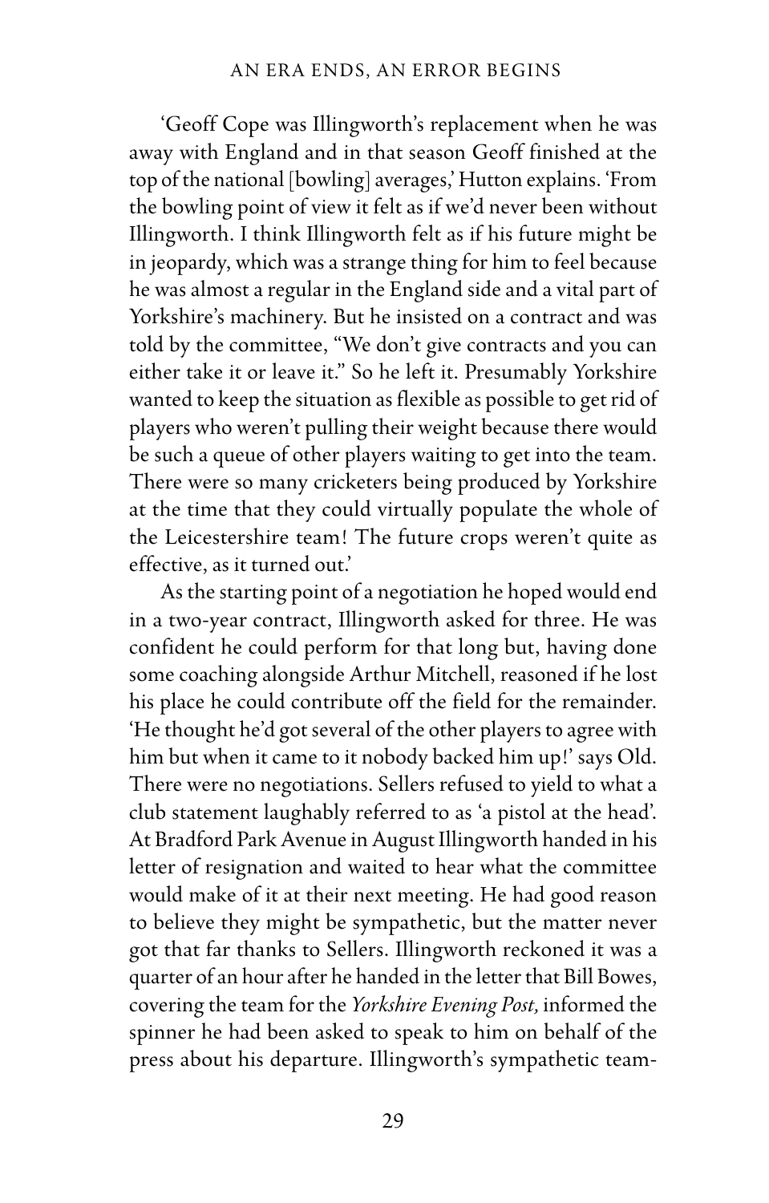'Geoff Cope was Illingworth's replacement when he was away with England and in that season Geoff finished at the top of the national [bowling] averages,' Hutton explains. 'From the bowling point of view it felt as if we'd never been without Illingworth. I think Illingworth felt as if his future might be in jeopardy, which was a strange thing for him to feel because he was almost a regular in the England side and a vital part of Yorkshire's machinery. But he insisted on a contract and was told by the committee, "We don't give contracts and you can either take it or leave it." So he left it. Presumably Yorkshire wanted to keep the situation as flexible as possible to get rid of players who weren't pulling their weight because there would be such a queue of other players waiting to get into the team. There were so many cricketers being produced by Yorkshire at the time that they could virtually populate the whole of the Leicestershire team! The future crops weren't quite as effective, as it turned out.'

As the starting point of a negotiation he hoped would end in a two-year contract, Illingworth asked for three. He was confident he could perform for that long but, having done some coaching alongside Arthur Mitchell, reasoned if he lost his place he could contribute off the field for the remainder. 'He thought he'd got several of the other players to agree with him but when it came to it nobody backed him up!' says Old. There were no negotiations. Sellers refused to yield to what a club statement laughably referred to as 'a pistol at the head'. At Bradford Park Avenue in August Illingworth handed in his letter of resignation and waited to hear what the committee would make of it at their next meeting. He had good reason to believe they might be sympathetic, but the matter never got that far thanks to Sellers. Illingworth reckoned it was a quarter of an hour after he handed in the letter that Bill Bowes, covering the team for the *Yorkshire Evening Post,* informed the spinner he had been asked to speak to him on behalf of the press about his departure. Illingworth's sympathetic team-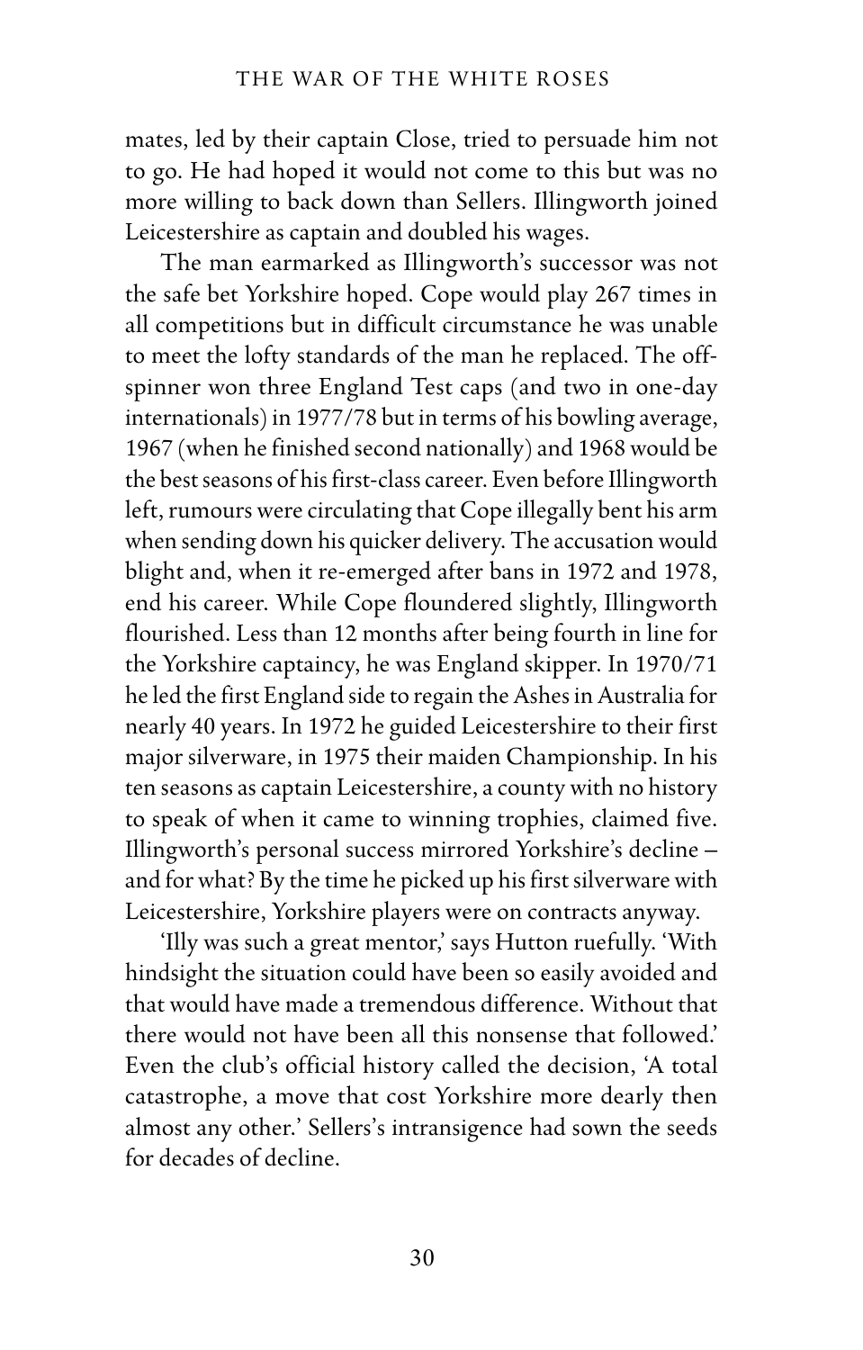mates, led by their captain Close, tried to persuade him not to go. He had hoped it would not come to this but was no more willing to back down than Sellers. Illingworth joined Leicestershire as captain and doubled his wages.

The man earmarked as Illingworth's successor was not the safe bet Yorkshire hoped. Cope would play 267 times in all competitions but in difficult circumstance he was unable to meet the lofty standards of the man he replaced. The off-spinner won three England Test caps (and two in one-day internationals) in 1977/78 but in terms of his bowling average, 1967 (when he finished second nationally) and 1968 would be the best seasons of his first-class career. Even before Illingworth left, rumours were circulating that Cope illegally bent his arm when sending down his quicker delivery. The accusation would blight and, when it re-emerged after bans in 1972 and 1978, end his career. While Cope floundered slightly, Illingworth flourished. Less than 12 months after being fourth in line for the Yorkshire captaincy, he was England skipper. In 1970/71 he led the first England side to regain the Ashes in Australia for nearly 40 years. In 1972 he guided Leicestershire to their first major silverware, in 1975 their maiden Championship. In his ten seasons as captain Leicestershire, a county with no history to speak of when it came to winning trophies, claimed five. Illingworth's personal success mirrored Yorkshire's decline – and for what? By the time he picked up his first silverware with Leicestershire, Yorkshire players were on contracts anyway.

'Illy was such a great mentor,' says Hutton ruefully. 'With hindsight the situation could have been so easily avoided and that would have made a tremendous difference. Without that there would not have been all this nonsense that followed.' Even the club's official history called the decision, 'A total catastrophe, a move that cost Yorkshire more dearly then almost any other.' Sellers's intransigence had sown the seeds for decades of decline.